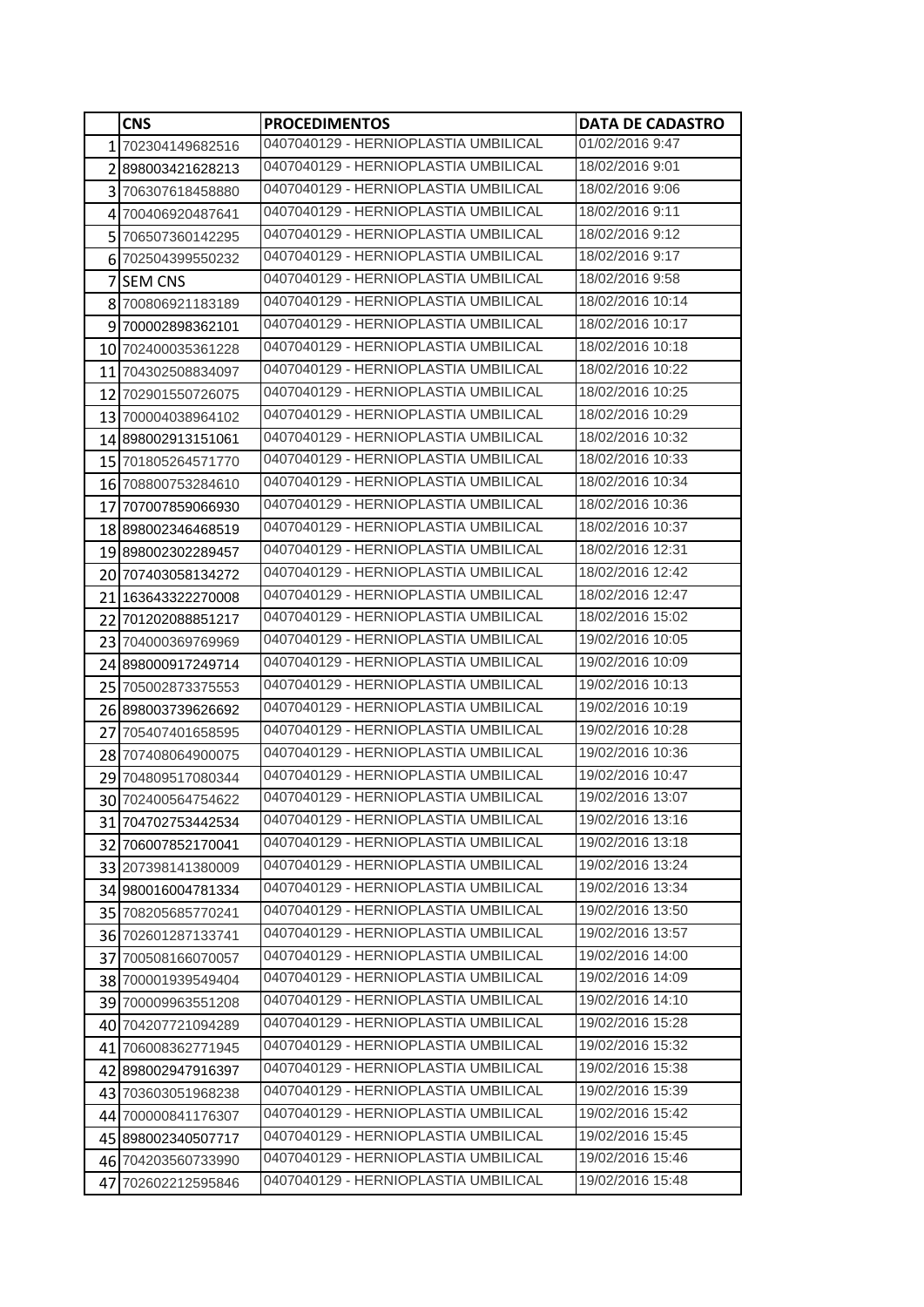| | CNS | PROCEDIMENTOS | DATA DE CADASTRO |
|---|---|---|---|
| 1 | 702304149682516 | 0407040129 - HERNIOPLASTIA UMBILICAL | 01/02/2016 9:47 |
| 2 | 898003421628213 | 0407040129 - HERNIOPLASTIA UMBILICAL | 18/02/2016 9:01 |
| 3 | 706307618458880 | 0407040129 - HERNIOPLASTIA UMBILICAL | 18/02/2016 9:06 |
| 4 | 700406920487641 | 0407040129 - HERNIOPLASTIA UMBILICAL | 18/02/2016 9:11 |
| 5 | 706507360142295 | 0407040129 - HERNIOPLASTIA UMBILICAL | 18/02/2016 9:12 |
| 6 | 702504399550232 | 0407040129 - HERNIOPLASTIA UMBILICAL | 18/02/2016 9:17 |
| 7 | SEM CNS | 0407040129 - HERNIOPLASTIA UMBILICAL | 18/02/2016 9:58 |
| 8 | 700806921183189 | 0407040129 - HERNIOPLASTIA UMBILICAL | 18/02/2016 10:14 |
| 9 | 700002898362101 | 0407040129 - HERNIOPLASTIA UMBILICAL | 18/02/2016 10:17 |
| 10 | 702400035361228 | 0407040129 - HERNIOPLASTIA UMBILICAL | 18/02/2016 10:18 |
| 11 | 704302508834097 | 0407040129 - HERNIOPLASTIA UMBILICAL | 18/02/2016 10:22 |
| 12 | 702901550726075 | 0407040129 - HERNIOPLASTIA UMBILICAL | 18/02/2016 10:25 |
| 13 | 700004038964102 | 0407040129 - HERNIOPLASTIA UMBILICAL | 18/02/2016 10:29 |
| 14 | 898002913151061 | 0407040129 - HERNIOPLASTIA UMBILICAL | 18/02/2016 10:32 |
| 15 | 701805264571770 | 0407040129 - HERNIOPLASTIA UMBILICAL | 18/02/2016 10:33 |
| 16 | 708800753284610 | 0407040129 - HERNIOPLASTIA UMBILICAL | 18/02/2016 10:34 |
| 17 | 707007859066930 | 0407040129 - HERNIOPLASTIA UMBILICAL | 18/02/2016 10:36 |
| 18 | 898002346468519 | 0407040129 - HERNIOPLASTIA UMBILICAL | 18/02/2016 10:37 |
| 19 | 898002302289457 | 0407040129 - HERNIOPLASTIA UMBILICAL | 18/02/2016 12:31 |
| 20 | 707403058134272 | 0407040129 - HERNIOPLASTIA UMBILICAL | 18/02/2016 12:42 |
| 21 | 163643322270008 | 0407040129 - HERNIOPLASTIA UMBILICAL | 18/02/2016 12:47 |
| 22 | 701202088851217 | 0407040129 - HERNIOPLASTIA UMBILICAL | 18/02/2016 15:02 |
| 23 | 704000369769969 | 0407040129 - HERNIOPLASTIA UMBILICAL | 19/02/2016 10:05 |
| 24 | 898000917249714 | 0407040129 - HERNIOPLASTIA UMBILICAL | 19/02/2016 10:09 |
| 25 | 705002873375553 | 0407040129 - HERNIOPLASTIA UMBILICAL | 19/02/2016 10:13 |
| 26 | 898003739626692 | 0407040129 - HERNIOPLASTIA UMBILICAL | 19/02/2016 10:19 |
| 27 | 705407401658595 | 0407040129 - HERNIOPLASTIA UMBILICAL | 19/02/2016 10:28 |
| 28 | 707408064900075 | 0407040129 - HERNIOPLASTIA UMBILICAL | 19/02/2016 10:36 |
| 29 | 704809517080344 | 0407040129 - HERNIOPLASTIA UMBILICAL | 19/02/2016 10:47 |
| 30 | 702400564754622 | 0407040129 - HERNIOPLASTIA UMBILICAL | 19/02/2016 13:07 |
| 31 | 704702753442534 | 0407040129 - HERNIOPLASTIA UMBILICAL | 19/02/2016 13:16 |
| 32 | 706007852170041 | 0407040129 - HERNIOPLASTIA UMBILICAL | 19/02/2016 13:18 |
| 33 | 207398141380009 | 0407040129 - HERNIOPLASTIA UMBILICAL | 19/02/2016 13:24 |
| 34 | 980016004781334 | 0407040129 - HERNIOPLASTIA UMBILICAL | 19/02/2016 13:34 |
| 35 | 708205685770241 | 0407040129 - HERNIOPLASTIA UMBILICAL | 19/02/2016 13:50 |
| 36 | 702601287133741 | 0407040129 - HERNIOPLASTIA UMBILICAL | 19/02/2016 13:57 |
| 37 | 700508166070057 | 0407040129 - HERNIOPLASTIA UMBILICAL | 19/02/2016 14:00 |
| 38 | 700001939549404 | 0407040129 - HERNIOPLASTIA UMBILICAL | 19/02/2016 14:09 |
| 39 | 700009963551208 | 0407040129 - HERNIOPLASTIA UMBILICAL | 19/02/2016 14:10 |
| 40 | 704207721094289 | 0407040129 - HERNIOPLASTIA UMBILICAL | 19/02/2016 15:28 |
| 41 | 706008362771945 | 0407040129 - HERNIOPLASTIA UMBILICAL | 19/02/2016 15:32 |
| 42 | 898002947916397 | 0407040129 - HERNIOPLASTIA UMBILICAL | 19/02/2016 15:38 |
| 43 | 703603051968238 | 0407040129 - HERNIOPLASTIA UMBILICAL | 19/02/2016 15:39 |
| 44 | 700000841176307 | 0407040129 - HERNIOPLASTIA UMBILICAL | 19/02/2016 15:42 |
| 45 | 898002340507717 | 0407040129 - HERNIOPLASTIA UMBILICAL | 19/02/2016 15:45 |
| 46 | 704203560733990 | 0407040129 - HERNIOPLASTIA UMBILICAL | 19/02/2016 15:46 |
| 47 | 702602212595846 | 0407040129 - HERNIOPLASTIA UMBILICAL | 19/02/2016 15:48 |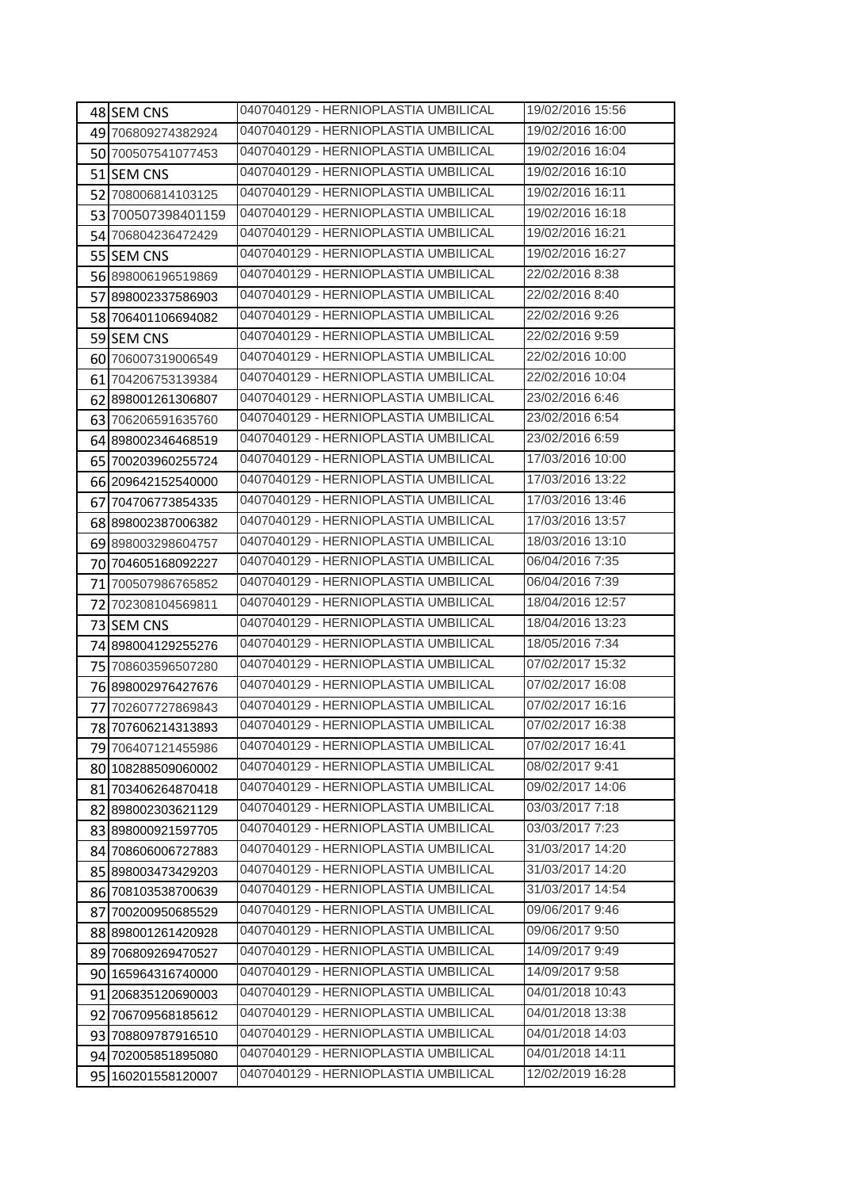| | | | |
|---|---|---|---|
| 48 | SEM CNS | 0407040129 - HERNIOPLASTIA UMBILICAL | 19/02/2016 15:56 |
| 49 | 706809274382924 | 0407040129 - HERNIOPLASTIA UMBILICAL | 19/02/2016 16:00 |
| 50 | 700507541077453 | 0407040129 - HERNIOPLASTIA UMBILICAL | 19/02/2016 16:04 |
| 51 | SEM CNS | 0407040129 - HERNIOPLASTIA UMBILICAL | 19/02/2016 16:10 |
| 52 | 708006814103125 | 0407040129 - HERNIOPLASTIA UMBILICAL | 19/02/2016 16:11 |
| 53 | 700507398401159 | 0407040129 - HERNIOPLASTIA UMBILICAL | 19/02/2016 16:18 |
| 54 | 706804236472429 | 0407040129 - HERNIOPLASTIA UMBILICAL | 19/02/2016 16:21 |
| 55 | SEM CNS | 0407040129 - HERNIOPLASTIA UMBILICAL | 19/02/2016 16:27 |
| 56 | 898006196519869 | 0407040129 - HERNIOPLASTIA UMBILICAL | 22/02/2016 8:38 |
| 57 | 898002337586903 | 0407040129 - HERNIOPLASTIA UMBILICAL | 22/02/2016 8:40 |
| 58 | 706401106694082 | 0407040129 - HERNIOPLASTIA UMBILICAL | 22/02/2016 9:26 |
| 59 | SEM CNS | 0407040129 - HERNIOPLASTIA UMBILICAL | 22/02/2016 9:59 |
| 60 | 706007319006549 | 0407040129 - HERNIOPLASTIA UMBILICAL | 22/02/2016 10:00 |
| 61 | 704206753139384 | 0407040129 - HERNIOPLASTIA UMBILICAL | 22/02/2016 10:04 |
| 62 | 898001261306807 | 0407040129 - HERNIOPLASTIA UMBILICAL | 23/02/2016 6:46 |
| 63 | 706206591635760 | 0407040129 - HERNIOPLASTIA UMBILICAL | 23/02/2016 6:54 |
| 64 | 898002346468519 | 0407040129 - HERNIOPLASTIA UMBILICAL | 23/02/2016 6:59 |
| 65 | 700203960255724 | 0407040129 - HERNIOPLASTIA UMBILICAL | 17/03/2016 10:00 |
| 66 | 209642152540000 | 0407040129 - HERNIOPLASTIA UMBILICAL | 17/03/2016 13:22 |
| 67 | 704706773854335 | 0407040129 - HERNIOPLASTIA UMBILICAL | 17/03/2016 13:46 |
| 68 | 898002387006382 | 0407040129 - HERNIOPLASTIA UMBILICAL | 17/03/2016 13:57 |
| 69 | 898003298604757 | 0407040129 - HERNIOPLASTIA UMBILICAL | 18/03/2016 13:10 |
| 70 | 704605168092227 | 0407040129 - HERNIOPLASTIA UMBILICAL | 06/04/2016 7:35 |
| 71 | 700507986765852 | 0407040129 - HERNIOPLASTIA UMBILICAL | 06/04/2016 7:39 |
| 72 | 702308104569811 | 0407040129 - HERNIOPLASTIA UMBILICAL | 18/04/2016 12:57 |
| 73 | SEM CNS | 0407040129 - HERNIOPLASTIA UMBILICAL | 18/04/2016 13:23 |
| 74 | 898004129255276 | 0407040129 - HERNIOPLASTIA UMBILICAL | 18/05/2016 7:34 |
| 75 | 708603596507280 | 0407040129 - HERNIOPLASTIA UMBILICAL | 07/02/2017 15:32 |
| 76 | 898002976427676 | 0407040129 - HERNIOPLASTIA UMBILICAL | 07/02/2017 16:08 |
| 77 | 702607727869843 | 0407040129 - HERNIOPLASTIA UMBILICAL | 07/02/2017 16:16 |
| 78 | 707606214313893 | 0407040129 - HERNIOPLASTIA UMBILICAL | 07/02/2017 16:38 |
| 79 | 706407121455986 | 0407040129 - HERNIOPLASTIA UMBILICAL | 07/02/2017 16:41 |
| 80 | 108288509060002 | 0407040129 - HERNIOPLASTIA UMBILICAL | 08/02/2017 9:41 |
| 81 | 703406264870418 | 0407040129 - HERNIOPLASTIA UMBILICAL | 09/02/2017 14:06 |
| 82 | 898002303621129 | 0407040129 - HERNIOPLASTIA UMBILICAL | 03/03/2017 7:18 |
| 83 | 898000921597705 | 0407040129 - HERNIOPLASTIA UMBILICAL | 03/03/2017 7:23 |
| 84 | 708606006727883 | 0407040129 - HERNIOPLASTIA UMBILICAL | 31/03/2017 14:20 |
| 85 | 898003473429203 | 0407040129 - HERNIOPLASTIA UMBILICAL | 31/03/2017 14:20 |
| 86 | 708103538700639 | 0407040129 - HERNIOPLASTIA UMBILICAL | 31/03/2017 14:54 |
| 87 | 700200950685529 | 0407040129 - HERNIOPLASTIA UMBILICAL | 09/06/2017 9:46 |
| 88 | 898001261420928 | 0407040129 - HERNIOPLASTIA UMBILICAL | 09/06/2017 9:50 |
| 89 | 706809269470527 | 0407040129 - HERNIOPLASTIA UMBILICAL | 14/09/2017 9:49 |
| 90 | 165964316740000 | 0407040129 - HERNIOPLASTIA UMBILICAL | 14/09/2017 9:58 |
| 91 | 206835120690003 | 0407040129 - HERNIOPLASTIA UMBILICAL | 04/01/2018 10:43 |
| 92 | 706709568185612 | 0407040129 - HERNIOPLASTIA UMBILICAL | 04/01/2018 13:38 |
| 93 | 708809787916510 | 0407040129 - HERNIOPLASTIA UMBILICAL | 04/01/2018 14:03 |
| 94 | 702005851895080 | 0407040129 - HERNIOPLASTIA UMBILICAL | 04/01/2018 14:11 |
| 95 | 160201558120007 | 0407040129 - HERNIOPLASTIA UMBILICAL | 12/02/2019 16:28 |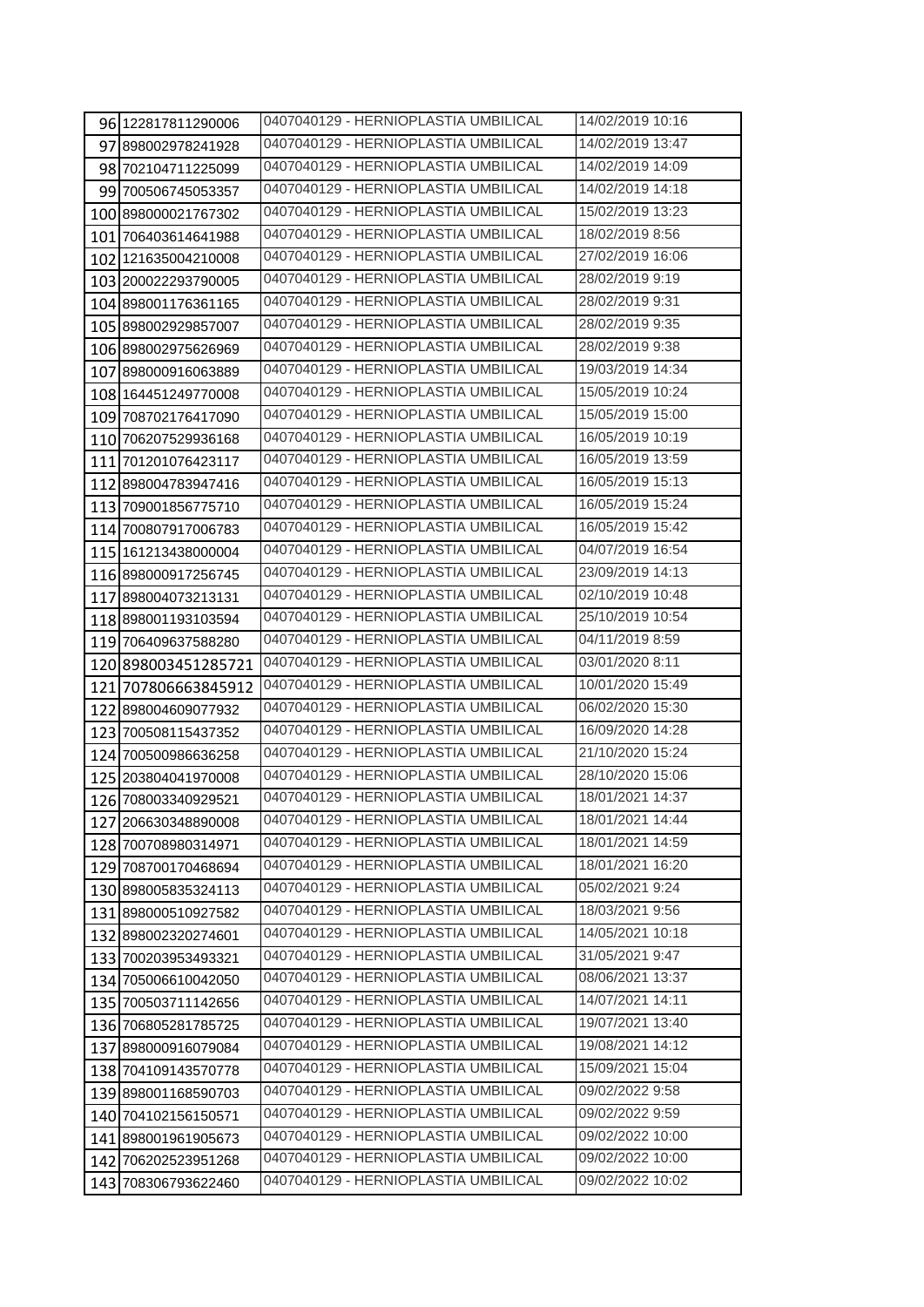| | | | |
|---|---|---|---|
| 96 | 122817811290006 | 0407040129 - HERNIOPLASTIA UMBILICAL | 14/02/2019 10:16 |
| 97 | 898002978241928 | 0407040129 - HERNIOPLASTIA UMBILICAL | 14/02/2019 13:47 |
| 98 | 702104711225099 | 0407040129 - HERNIOPLASTIA UMBILICAL | 14/02/2019 14:09 |
| 99 | 700506745053357 | 0407040129 - HERNIOPLASTIA UMBILICAL | 14/02/2019 14:18 |
| 100 | 898000021767302 | 0407040129 - HERNIOPLASTIA UMBILICAL | 15/02/2019 13:23 |
| 101 | 706403614641988 | 0407040129 - HERNIOPLASTIA UMBILICAL | 18/02/2019 8:56 |
| 102 | 121635004210008 | 0407040129 - HERNIOPLASTIA UMBILICAL | 27/02/2019 16:06 |
| 103 | 200022293790005 | 0407040129 - HERNIOPLASTIA UMBILICAL | 28/02/2019 9:19 |
| 104 | 898001176361165 | 0407040129 - HERNIOPLASTIA UMBILICAL | 28/02/2019 9:31 |
| 105 | 898002929857007 | 0407040129 - HERNIOPLASTIA UMBILICAL | 28/02/2019 9:35 |
| 106 | 898002975626969 | 0407040129 - HERNIOPLASTIA UMBILICAL | 28/02/2019 9:38 |
| 107 | 898000916063889 | 0407040129 - HERNIOPLASTIA UMBILICAL | 19/03/2019 14:34 |
| 108 | 164451249770008 | 0407040129 - HERNIOPLASTIA UMBILICAL | 15/05/2019 10:24 |
| 109 | 708702176417090 | 0407040129 - HERNIOPLASTIA UMBILICAL | 15/05/2019 15:00 |
| 110 | 706207529936168 | 0407040129 - HERNIOPLASTIA UMBILICAL | 16/05/2019 10:19 |
| 111 | 701201076423117 | 0407040129 - HERNIOPLASTIA UMBILICAL | 16/05/2019 13:59 |
| 112 | 898004783947416 | 0407040129 - HERNIOPLASTIA UMBILICAL | 16/05/2019 15:13 |
| 113 | 709001856775710 | 0407040129 - HERNIOPLASTIA UMBILICAL | 16/05/2019 15:24 |
| 114 | 700807917006783 | 0407040129 - HERNIOPLASTIA UMBILICAL | 16/05/2019 15:42 |
| 115 | 161213438000004 | 0407040129 - HERNIOPLASTIA UMBILICAL | 04/07/2019 16:54 |
| 116 | 898000917256745 | 0407040129 - HERNIOPLASTIA UMBILICAL | 23/09/2019 14:13 |
| 117 | 898004073213131 | 0407040129 - HERNIOPLASTIA UMBILICAL | 02/10/2019 10:48 |
| 118 | 898001193103594 | 0407040129 - HERNIOPLASTIA UMBILICAL | 25/10/2019 10:54 |
| 119 | 706409637588280 | 0407040129 - HERNIOPLASTIA UMBILICAL | 04/11/2019 8:59 |
| 120 | 898003451285721 | 0407040129 - HERNIOPLASTIA UMBILICAL | 03/01/2020 8:11 |
| 121 | 707806663845912 | 0407040129 - HERNIOPLASTIA UMBILICAL | 10/01/2020 15:49 |
| 122 | 898004609077932 | 0407040129 - HERNIOPLASTIA UMBILICAL | 06/02/2020 15:30 |
| 123 | 700508115437352 | 0407040129 - HERNIOPLASTIA UMBILICAL | 16/09/2020 14:28 |
| 124 | 700500986636258 | 0407040129 - HERNIOPLASTIA UMBILICAL | 21/10/2020 15:24 |
| 125 | 203804041970008 | 0407040129 - HERNIOPLASTIA UMBILICAL | 28/10/2020 15:06 |
| 126 | 708003340929521 | 0407040129 - HERNIOPLASTIA UMBILICAL | 18/01/2021 14:37 |
| 127 | 206630348890008 | 0407040129 - HERNIOPLASTIA UMBILICAL | 18/01/2021 14:44 |
| 128 | 700708980314971 | 0407040129 - HERNIOPLASTIA UMBILICAL | 18/01/2021 14:59 |
| 129 | 708700170468694 | 0407040129 - HERNIOPLASTIA UMBILICAL | 18/01/2021 16:20 |
| 130 | 898005835324113 | 0407040129 - HERNIOPLASTIA UMBILICAL | 05/02/2021 9:24 |
| 131 | 898000510927582 | 0407040129 - HERNIOPLASTIA UMBILICAL | 18/03/2021 9:56 |
| 132 | 898002320274601 | 0407040129 - HERNIOPLASTIA UMBILICAL | 14/05/2021 10:18 |
| 133 | 700203953493321 | 0407040129 - HERNIOPLASTIA UMBILICAL | 31/05/2021 9:47 |
| 134 | 705006610042050 | 0407040129 - HERNIOPLASTIA UMBILICAL | 08/06/2021 13:37 |
| 135 | 700503711142656 | 0407040129 - HERNIOPLASTIA UMBILICAL | 14/07/2021 14:11 |
| 136 | 706805281785725 | 0407040129 - HERNIOPLASTIA UMBILICAL | 19/07/2021 13:40 |
| 137 | 898000916079084 | 0407040129 - HERNIOPLASTIA UMBILICAL | 19/08/2021 14:12 |
| 138 | 704109143570778 | 0407040129 - HERNIOPLASTIA UMBILICAL | 15/09/2021 15:04 |
| 139 | 898001168590703 | 0407040129 - HERNIOPLASTIA UMBILICAL | 09/02/2022 9:58 |
| 140 | 704102156150571 | 0407040129 - HERNIOPLASTIA UMBILICAL | 09/02/2022 9:59 |
| 141 | 898001961905673 | 0407040129 - HERNIOPLASTIA UMBILICAL | 09/02/2022 10:00 |
| 142 | 706202523951268 | 0407040129 - HERNIOPLASTIA UMBILICAL | 09/02/2022 10:00 |
| 143 | 708306793622460 | 0407040129 - HERNIOPLASTIA UMBILICAL | 09/02/2022 10:02 |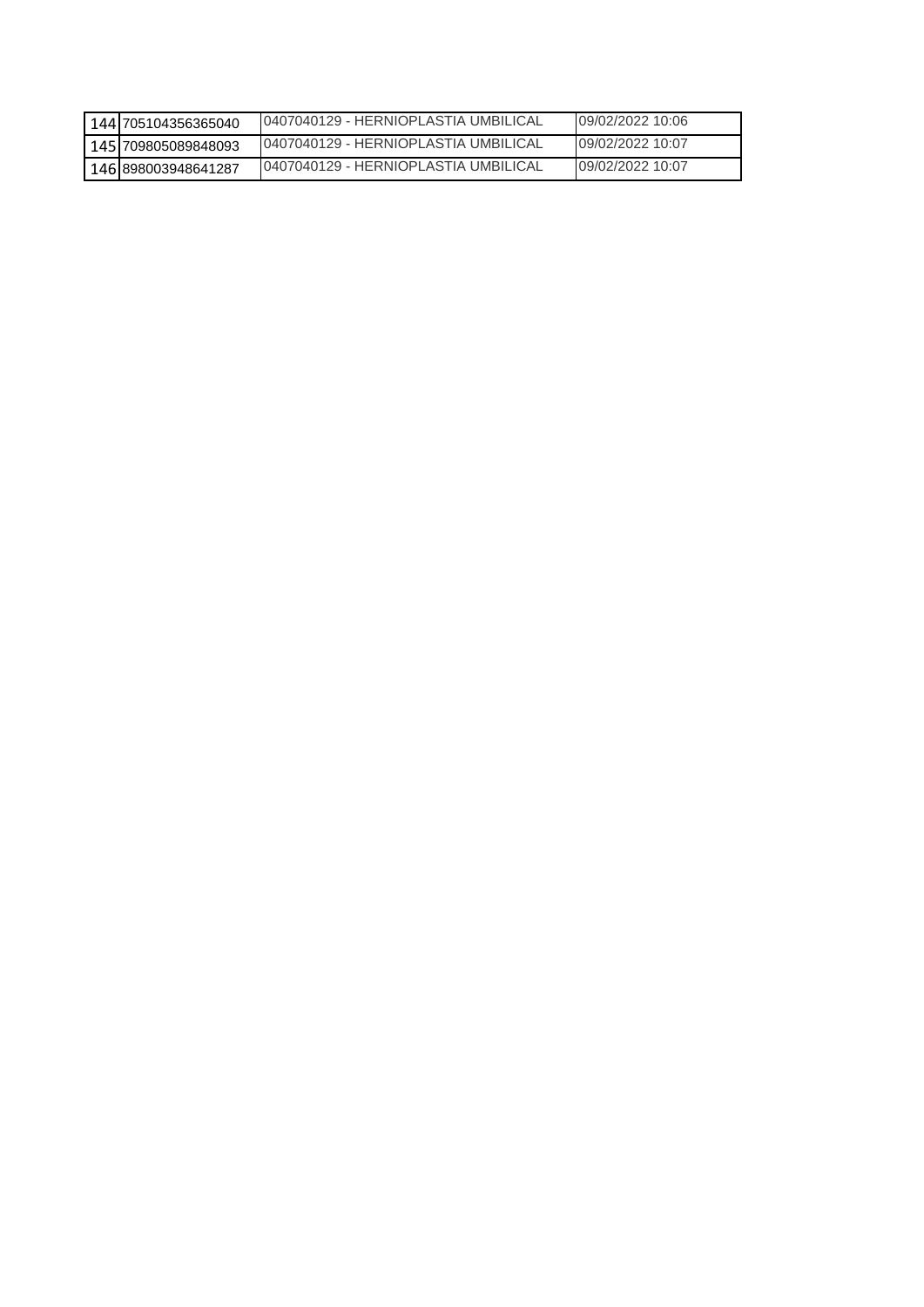| | | | |
|---|---|---|---|
| 144 | 705104356365040 | 0407040129 - HERNIOPLASTIA UMBILICAL | 09/02/2022 10:06 |
| 145 | 709805089848093 | 0407040129 - HERNIOPLASTIA UMBILICAL | 09/02/2022 10:07 |
| 146 | 898003948641287 | 0407040129 - HERNIOPLASTIA UMBILICAL | 09/02/2022 10:07 |